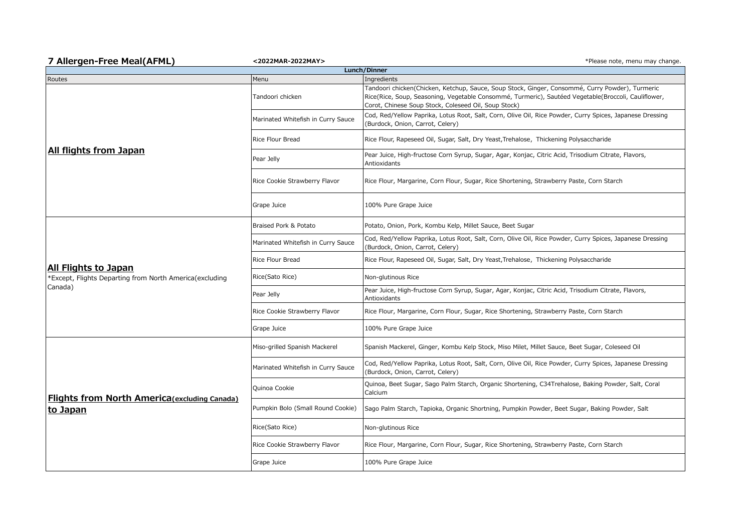## 7 Allergen-Free Meal(AFML)

**<2022MAR-2022MAY>**

*Please note, menu may change.

| Lunch/Dinner | | |
|---|---|---|
| Routes | Menu | Ingredients |
| **All flights from Japan** | Tandoori chicken | Tandoori chicken(Chicken, Ketchup, Sauce, Soup Stock, Ginger, Consommé, Curry Powder), Turmeric Rice(Rice, Soup, Seasoning, Vegetable Consommé, Turmeric), Sautéed Vegetable(Broccoli, Cauliflower, Corot, Chinese Soup Stock, Coleseed Oil, Soup Stock) |
| | Marinated Whitefish in Curry Sauce | Cod, Red/Yellow Paprika, Lotus Root, Salt, Corn, Olive Oil, Rice Powder, Curry Spices, Japanese Dressing (Burdock, Onion, Carrot, Celery) |
| | Rice Flour Bread | Rice Flour, Rapeseed Oil, Sugar, Salt, Dry Yeast,Trehalose, Thickening Polysaccharide |
| | Pear Jelly | Pear Juice, High-fructose Corn Syrup, Sugar, Agar, Konjac, Citric Acid, Trisodium Citrate, Flavors, Antioxidants |
| | Rice Cookie Strawberry Flavor | Rice Flour, Margarine, Corn Flour, Sugar, Rice Shortening, Strawberry Paste, Corn Starch |
| | Grape Juice | 100% Pure Grape Juice |
| **All Flights to Japan** *Except, Flights Departing from North America(excluding Canada) | Braised Pork & Potato | Potato, Onion, Pork, Kombu Kelp, Millet Sauce, Beet Sugar |
| | Marinated Whitefish in Curry Sauce | Cod, Red/Yellow Paprika, Lotus Root, Salt, Corn, Olive Oil, Rice Powder, Curry Spices, Japanese Dressing (Burdock, Onion, Carrot, Celery) |
| | Rice Flour Bread | Rice Flour, Rapeseed Oil, Sugar, Salt, Dry Yeast,Trehalose, Thickening Polysaccharide |
| | Rice(Sato Rice) | Non-glutinous Rice |
| | Pear Jelly | Pear Juice, High-fructose Corn Syrup, Sugar, Agar, Konjac, Citric Acid, Trisodium Citrate, Flavors, Antioxidants |
| | Rice Cookie Strawberry Flavor | Rice Flour, Margarine, Corn Flour, Sugar, Rice Shortening, Strawberry Paste, Corn Starch |
| | Grape Juice | 100% Pure Grape Juice |
| **Flights from North America(excluding Canada) to Japan** | Miso-grilled Spanish Mackerel | Spanish Mackerel, Ginger, Kombu Kelp Stock, Miso Milet, Millet Sauce, Beet Sugar, Coleseed Oil |
| | Marinated Whitefish in Curry Sauce | Cod, Red/Yellow Paprika, Lotus Root, Salt, Corn, Olive Oil, Rice Powder, Curry Spices, Japanese Dressing (Burdock, Onion, Carrot, Celery) |
| | Quinoa Cookie | Quinoa, Beet Sugar, Sago Palm Starch, Organic Shortening, C34Trehalose, Baking Powder, Salt, Coral Calcium |
| | Pumpkin Bolo (Small Round Cookie) | Sago Palm Starch, Tapioka, Organic Shortning, Pumpkin Powder, Beet Sugar, Baking Powder, Salt |
| | Rice(Sato Rice) | Non-glutinous Rice |
| | Rice Cookie Strawberry Flavor | Rice Flour, Margarine, Corn Flour, Sugar, Rice Shortening, Strawberry Paste, Corn Starch |
| | Grape Juice | 100% Pure Grape Juice |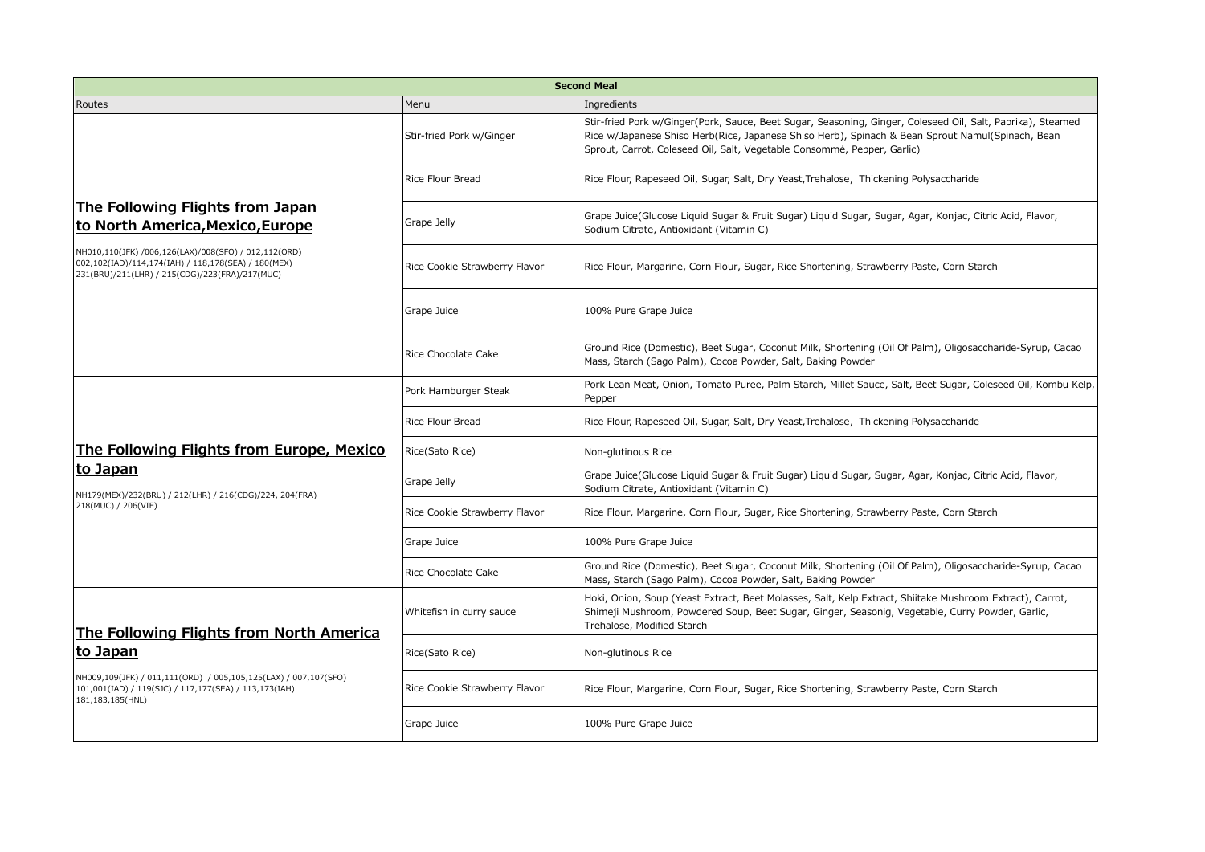| Second Meal | | |
|---|---|---|
| Routes | Menu | Ingredients |
| **The Following Flights from Japan to North America,Mexico,Europe** NH010,110(JFK) /006,126(LAX)/008(SFO) / 012,112(ORD) 002,102(IAD)/114,174(IAH) / 118,178(SEA) / 180(MEX) 231(BRU)/211(LHR) / 215(CDG)/223(FRA)/217(MUC) | Stir-fried Pork w/Ginger | Stir-fried Pork w/Ginger(Pork, Sauce, Beet Sugar, Seasoning, Ginger, Coleseed Oil, Salt, Paprika), Steamed Rice w/Japanese Shiso Herb(Rice, Japanese Shiso Herb), Spinach & Bean Sprout Namul(Spinach, Bean Sprout, Carrot, Coleseed Oil, Salt, Vegetable Consommé, Pepper, Garlic) |
| | Rice Flour Bread | Rice Flour, Rapeseed Oil, Sugar, Salt, Dry Yeast,Trehalose, Thickening Polysaccharide |
| | Grape Jelly | Grape Juice(Glucose Liquid Sugar & Fruit Sugar) Liquid Sugar, Sugar, Agar, Konjac, Citric Acid, Flavor, Sodium Citrate, Antioxidant (Vitamin C) |
| | Rice Cookie Strawberry Flavor | Rice Flour, Margarine, Corn Flour, Sugar, Rice Shortening, Strawberry Paste, Corn Starch |
| | Grape Juice | 100% Pure Grape Juice |
| | Rice Chocolate Cake | Ground Rice (Domestic), Beet Sugar, Coconut Milk, Shortening (Oil Of Palm), Oligosaccharide-Syrup, Cacao Mass, Starch (Sago Palm), Cocoa Powder, Salt, Baking Powder |
| **The Following Flights from Europe, Mexico to Japan** NH179(MEX)/232(BRU) / 212(LHR) / 216(CDG)/224, 204(FRA) 218(MUC) / 206(VIE) | Pork Hamburger Steak | Pork Lean Meat, Onion, Tomato Puree, Palm Starch, Millet Sauce, Salt, Beet Sugar, Coleseed Oil, Kombu Kelp, Pepper |
| | Rice Flour Bread | Rice Flour, Rapeseed Oil, Sugar, Salt, Dry Yeast,Trehalose, Thickening Polysaccharide |
| | Rice(Sato Rice) | Non-glutinous Rice |
| | Grape Jelly | Grape Juice(Glucose Liquid Sugar & Fruit Sugar) Liquid Sugar, Sugar, Agar, Konjac, Citric Acid, Flavor, Sodium Citrate, Antioxidant (Vitamin C) |
| | Rice Cookie Strawberry Flavor | Rice Flour, Margarine, Corn Flour, Sugar, Rice Shortening, Strawberry Paste, Corn Starch |
| | Grape Juice | 100% Pure Grape Juice |
| | Rice Chocolate Cake | Ground Rice (Domestic), Beet Sugar, Coconut Milk, Shortening (Oil Of Palm), Oligosaccharide-Syrup, Cacao Mass, Starch (Sago Palm), Cocoa Powder, Salt, Baking Powder |
| **The Following Flights from North America to Japan** NH009,109(JFK) / 011,111(ORD) / 005,105,125(LAX) / 007,107(SFO) 101,001(IAD) / 119(SJC) / 117,177(SEA) / 113,173(IAH) 181,183,185(HNL) | Whitefish in curry sauce | Hoki, Onion, Soup (Yeast Extract, Beet Molasses, Salt, Kelp Extract, Shiitake Mushroom Extract), Carrot, Shimeji Mushroom, Powdered Soup, Beet Sugar, Ginger, Seasonig, Vegetable, Curry Powder, Garlic, Trehalose, Modified Starch |
| | Rice(Sato Rice) | Non-glutinous Rice |
| | Rice Cookie Strawberry Flavor | Rice Flour, Margarine, Corn Flour, Sugar, Rice Shortening, Strawberry Paste, Corn Starch |
| | Grape Juice | 100% Pure Grape Juice |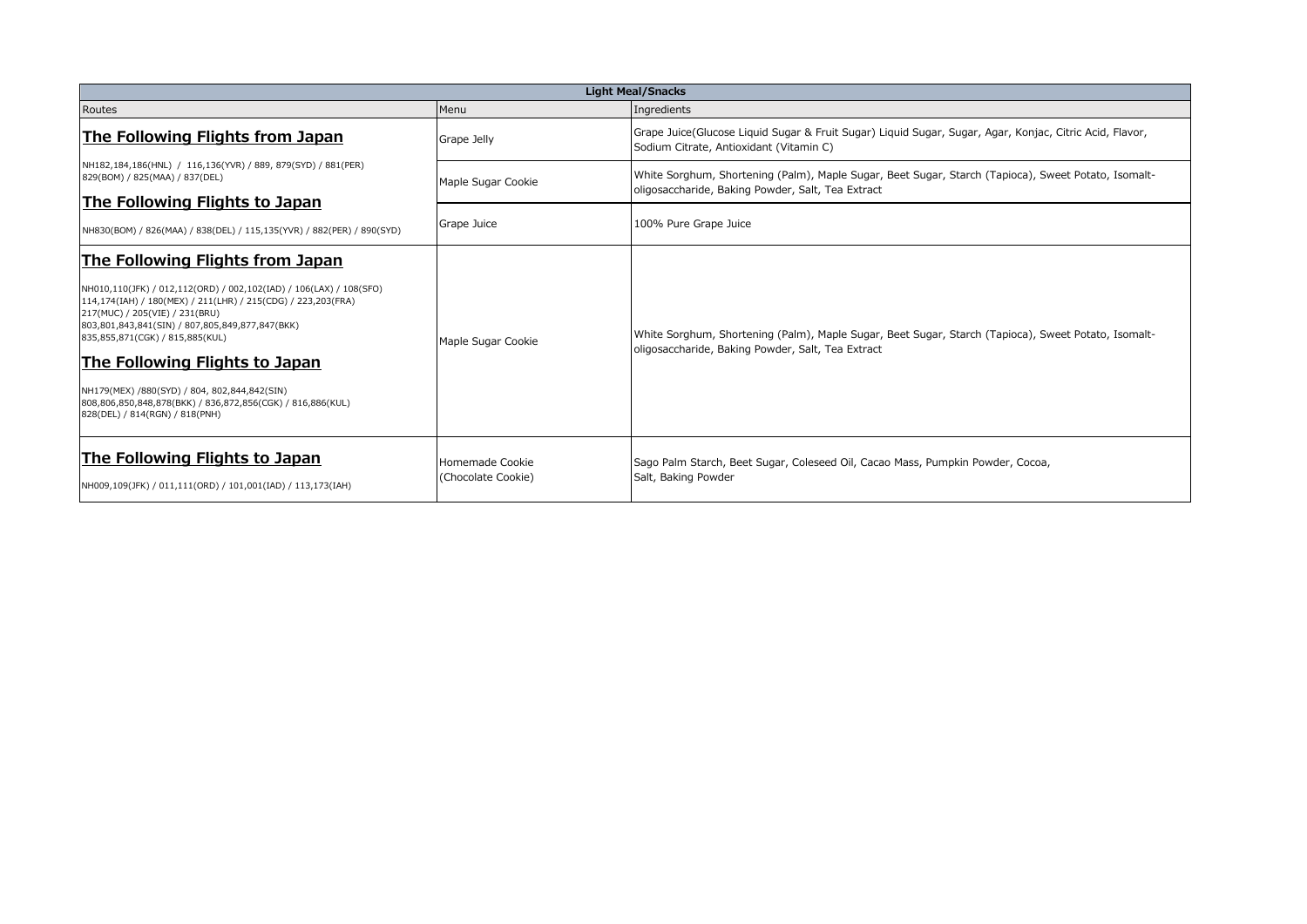| Light Meal/Snacks | | |
|---|---|---|
| Routes | Menu | Ingredients |
| **The Following Flights from Japan**<br>NH182,184,186(HNL) / 116,136(YVR) / 889, 879(SYD) / 881(PER)<br>829(BOM) / 825(MAA) / 837(DEL)<br>**The Following Flights to Japan**<br>NH830(BOM) / 826(MAA) / 838(DEL) / 115,135(YVR) / 882(PER) / 890(SYD) | Grape Jelly | Grape Juice(Glucose Liquid Sugar & Fruit Sugar) Liquid Sugar, Sugar, Agar, Konjac, Citric Acid, Flavor, Sodium Citrate, Antioxidant (Vitamin C) |
| | Maple Sugar Cookie | White Sorghum, Shortening (Palm), Maple Sugar, Beet Sugar, Starch (Tapioca), Sweet Potato, Isomalt-oligosaccharide, Baking Powder, Salt, Tea Extract |
| | Grape Juice | 100% Pure Grape Juice |
| **The Following Flights from Japan**<br>NH010,110(JFK) / 012,112(ORD) / 002,102(IAD) / 106(LAX) / 108(SFO)<br>114,174(IAH) / 180(MEX) / 211(LHR) / 215(CDG) / 223,203(FRA)<br>217(MUC) / 205(VIE) / 231(BRU)<br>803,801,843,841(SIN) / 807,805,849,877,847(BKK)<br>835,855,871(CGK) / 815,885(KUL)<br>**The Following Flights to Japan**<br>NH179(MEX) /880(SYD) / 804, 802,844,842(SIN)<br>808,806,850,848,878(BKK) / 836,872,856(CGK) / 816,886(KUL)<br>828(DEL) / 814(RGN) / 818(PNH) | Maple Sugar Cookie | White Sorghum, Shortening (Palm), Maple Sugar, Beet Sugar, Starch (Tapioca), Sweet Potato, Isomalt-oligosaccharide, Baking Powder, Salt, Tea Extract |
| **The Following Flights to Japan**<br>NH009,109(JFK) / 011,111(ORD) / 101,001(IAD) / 113,173(IAH) | Homemade Cookie<br>(Chocolate Cookie) | Sago Palm Starch, Beet Sugar, Coleseed Oil, Cacao Mass, Pumpkin Powder, Cocoa, Salt, Baking Powder |